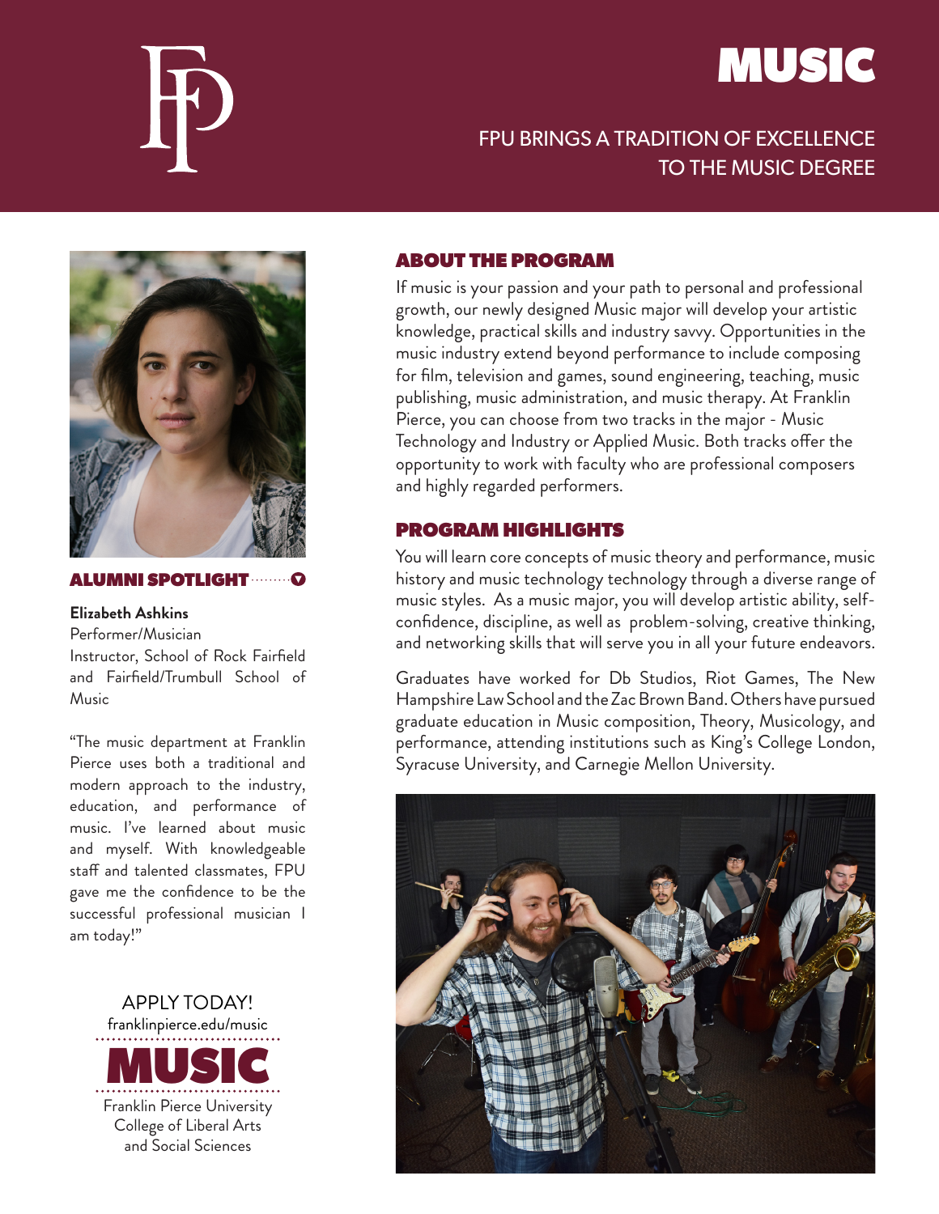# MUSIC

FPU BRINGS A TRADITION OF EXCELLENCE TO THE MUSIC DEGREE

## ABOUT THE PROGRAM

If music is your passion and your path to personal and professional growth, our newly designed Music major will develop your artistic knowledge, practical skills and industry savvy. Opportunities in the music industry extend beyond performance to include composing for film, television and games, sound engineering, teaching, music publishing, music administration, and music therapy. At Franklin Pierce, you can choose from two tracks in the major - Music Technology and Industry or Applied Music. Both tracks offer the opportunity to work with faculty who are professional composers and highly regarded performers.

## PROGRAM HIGHLIGHTS

You will learn core concepts of music theory and performance, music history and music technology technology through a diverse range of music styles. As a music major, you will develop artistic ability, self-confidence, discipline, as well as problem-solving, creative thinking, and networking skills that will serve you in all your future endeavors.

Graduates have worked for Db Studios, Riot Games, The New Hampshire Law School and the Zac Brown Band. Others have pursued graduate education in Music composition, Theory, Musicology, and performance, attending institutions such as King's College London, Syracuse University, and Carnegie Mellon University.

## ALUMNI SPOTLIGHT

**Elizabeth Ashkins**
Performer/Musician
Instructor, School of Rock Fairfield and Fairfield/Trumbull School of Music

"The music department at Franklin Pierce uses both a traditional and modern approach to the industry, education, and performance of music. I've learned about music and myself. With knowledgeable staff and talented classmates, FPU gave me the confidence to be the successful professional musician I am today!"

APPLY TODAY!
franklinpierce.edu/music

**MUSIC**

Franklin Pierce University
College of Liberal Arts and Social Sciences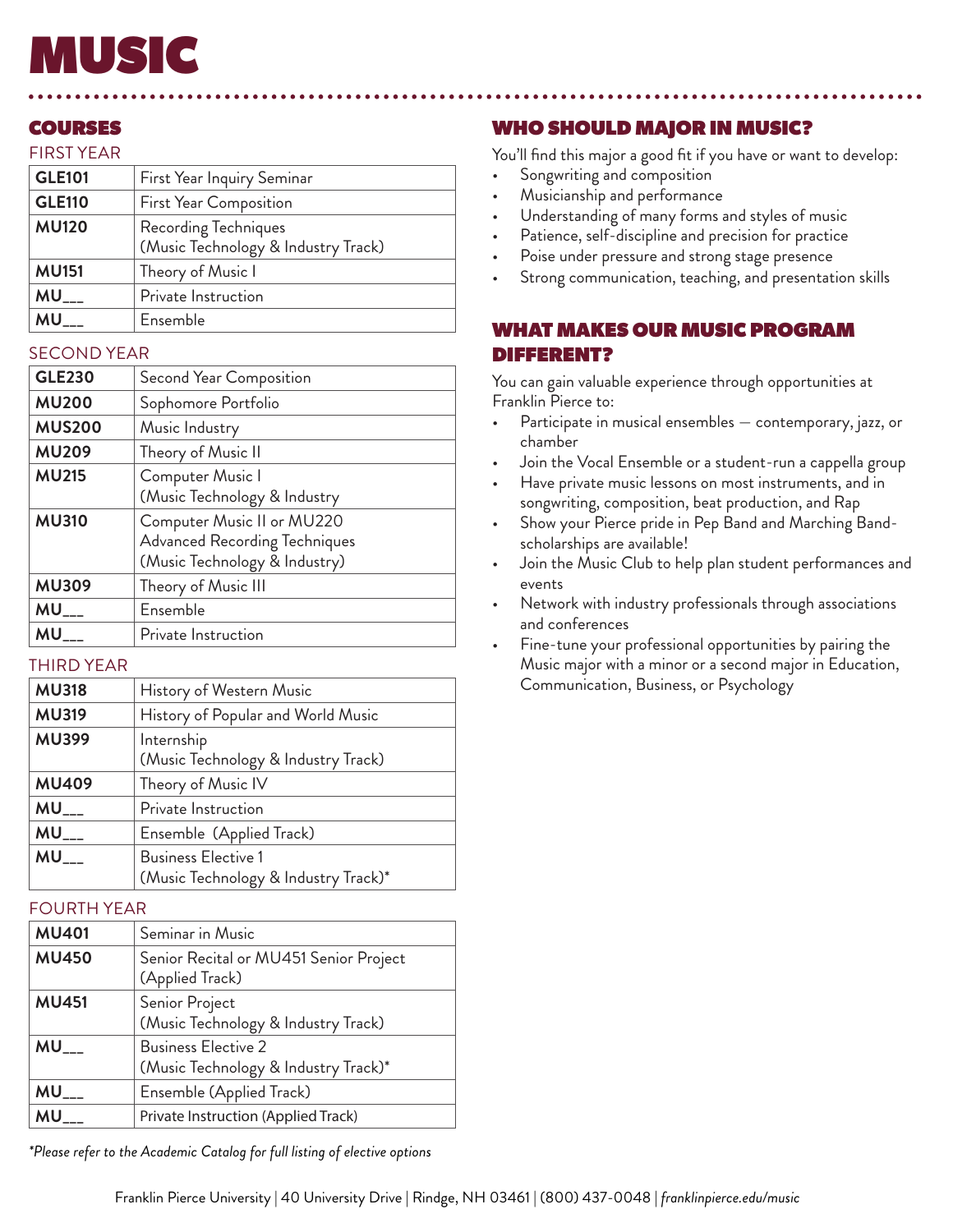# MUSIC

## COURSES

### FIRST YEAR

| | |
|---|---|
| **GLE101** | First Year Inquiry Seminar |
| **GLE110** | First Year Composition |
| **MU120** | Recording Techniques (Music Technology & Industry Track) |
| **MU151** | Theory of Music I |
| **MU___** | Private Instruction |
| **MU___** | Ensemble |

### SECOND YEAR

| | |
|---|---|
| **GLE230** | Second Year Composition |
| **MU200** | Sophomore Portfolio |
| **MUS200** | Music Industry |
| **MU209** | Theory of Music II |
| **MU215** | Computer Music I (Music Technology & Industry |
| **MU310** | Computer Music II or MU220 Advanced Recording Techniques (Music Technology & Industry) |
| **MU309** | Theory of Music III |
| **MU___** | Ensemble |
| **MU___** | Private Instruction |

### THIRD YEAR

| | |
|---|---|
| **MU318** | History of Western Music |
| **MU319** | History of Popular and World Music |
| **MU399** | Internship (Music Technology & Industry Track) |
| **MU409** | Theory of Music IV |
| **MU___** | Private Instruction |
| **MU___** | Ensemble (Applied Track) |
| **MU___** | Business Elective 1 (Music Technology & Industry Track)* |

### FOURTH YEAR

| | |
|---|---|
| **MU401** | Seminar in Music |
| **MU450** | Senior Recital or MU451 Senior Project (Applied Track) |
| **MU451** | Senior Project (Music Technology & Industry Track) |
| **MU___** | Business Elective 2 (Music Technology & Industry Track)* |
| **MU___** | Ensemble (Applied Track) |
| **MU___** | Private Instruction (Applied Track) |

*\*Please refer to the Academic Catalog for full listing of elective options*

## WHO SHOULD MAJOR IN MUSIC?

You'll find this major a good fit if you have or want to develop:

- Songwriting and composition
- Musicianship and performance
- Understanding of many forms and styles of music
- Patience, self-discipline and precision for practice
- Poise under pressure and strong stage presence
- Strong communication, teaching, and presentation skills

## WHAT MAKES OUR MUSIC PROGRAM DIFFERENT?

You can gain valuable experience through opportunities at Franklin Pierce to:

- Participate in musical ensembles — contemporary, jazz, or chamber
- Join the Vocal Ensemble or a student-run a cappella group
- Have private music lessons on most instruments, and in songwriting, composition, beat production, and Rap
- Show your Pierce pride in Pep Band and Marching Band- scholarships are available!
- Join the Music Club to help plan student performances and events
- Network with industry professionals through associations and conferences
- Fine-tune your professional opportunities by pairing the Music major with a minor or a second major in Education, Communication, Business, or Psychology

Franklin Pierce University | 40 University Drive | Rindge, NH 03461 | (800) 437-0048 | *franklinpierce.edu/music*